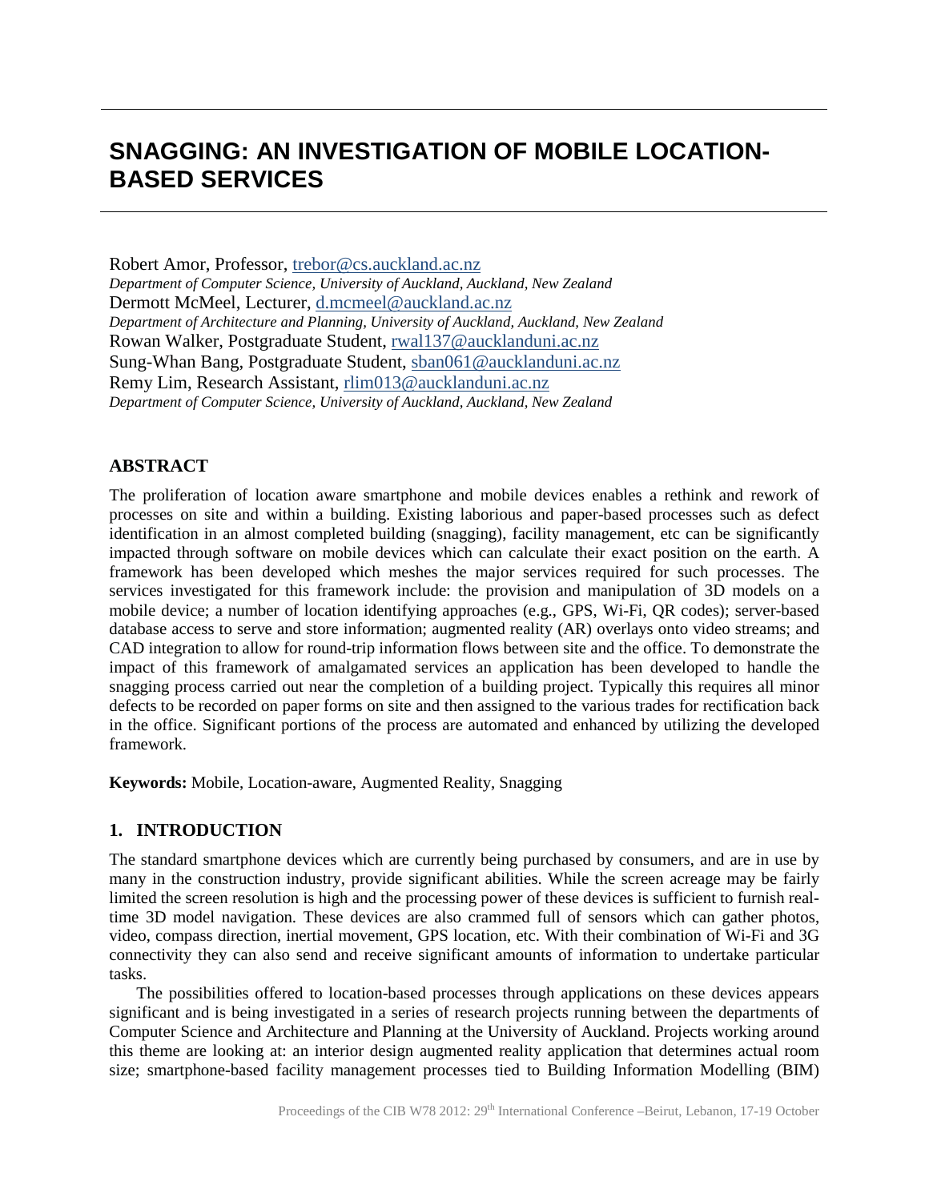# SNAGGING: AN INVESTIGATION OF MOBILE LOCATION-BASED SERVICES

Robert Amor, Professor, trebor@cs.auckland.ac.nz
*Department of Computer Science, University of Auckland, Auckland, New Zealand*
Dermott McMeel, Lecturer, d.mcmeel@auckland.ac.nz
*Department of Architecture and Planning, University of Auckland, Auckland, New Zealand*
Rowan Walker, Postgraduate Student, rwal137@aucklanduni.ac.nz
Sung-Whan Bang, Postgraduate Student, sban061@aucklanduni.ac.nz
Remy Lim, Research Assistant, rlim013@aucklanduni.ac.nz
*Department of Computer Science, University of Auckland, Auckland, New Zealand*

## ABSTRACT

The proliferation of location aware smartphone and mobile devices enables a rethink and rework of processes on site and within a building. Existing laborious and paper-based processes such as defect identification in an almost completed building (snagging), facility management, etc can be significantly impacted through software on mobile devices which can calculate their exact position on the earth. A framework has been developed which meshes the major services required for such processes. The services investigated for this framework include: the provision and manipulation of 3D models on a mobile device; a number of location identifying approaches (e.g., GPS, Wi-Fi, QR codes); server-based database access to serve and store information; augmented reality (AR) overlays onto video streams; and CAD integration to allow for round-trip information flows between site and the office. To demonstrate the impact of this framework of amalgamated services an application has been developed to handle the snagging process carried out near the completion of a building project. Typically this requires all minor defects to be recorded on paper forms on site and then assigned to the various trades for rectification back in the office. Significant portions of the process are automated and enhanced by utilizing the developed framework.

**Keywords:** Mobile, Location-aware, Augmented Reality, Snagging

## 1. INTRODUCTION

The standard smartphone devices which are currently being purchased by consumers, and are in use by many in the construction industry, provide significant abilities. While the screen acreage may be fairly limited the screen resolution is high and the processing power of these devices is sufficient to furnish real-time 3D model navigation. These devices are also crammed full of sensors which can gather photos, video, compass direction, inertial movement, GPS location, etc. With their combination of Wi-Fi and 3G connectivity they can also send and receive significant amounts of information to undertake particular tasks.

The possibilities offered to location-based processes through applications on these devices appears significant and is being investigated in a series of research projects running between the departments of Computer Science and Architecture and Planning at the University of Auckland. Projects working around this theme are looking at: an interior design augmented reality application that determines actual room size; smartphone-based facility management processes tied to Building Information Modelling (BIM)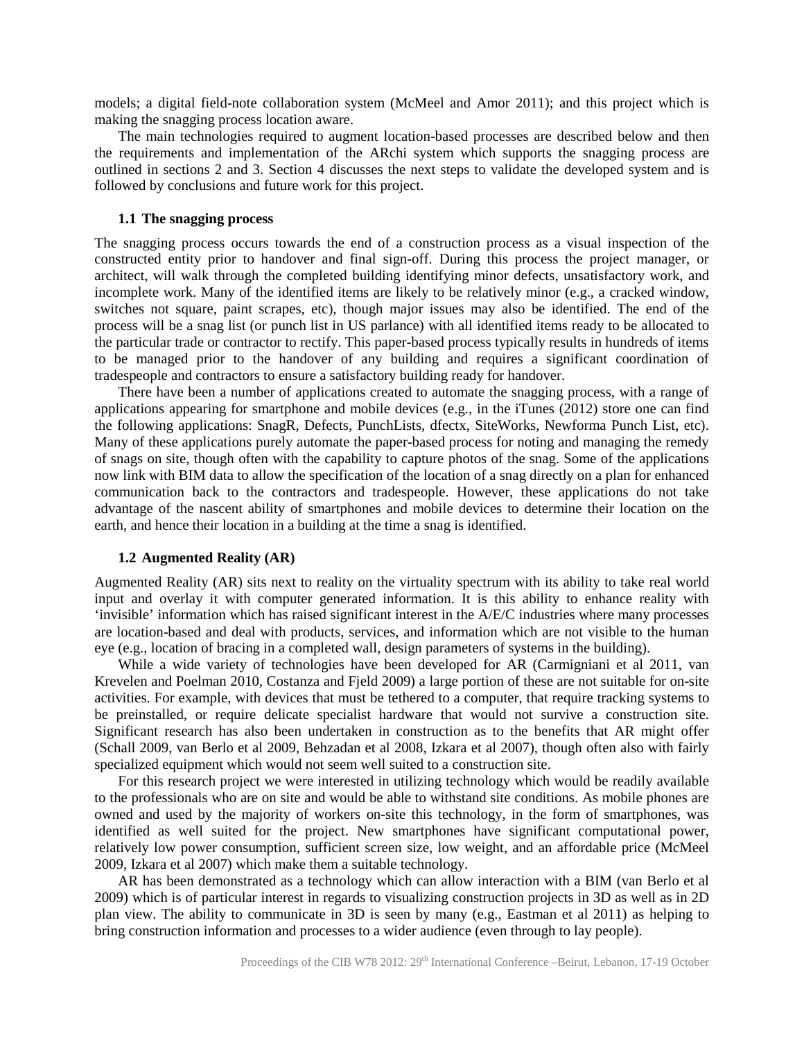models; a digital field-note collaboration system (McMeel and Amor 2011); and this project which is making the snagging process location aware.

The main technologies required to augment location-based processes are described below and then the requirements and implementation of the ARchi system which supports the snagging process are outlined in sections 2 and 3. Section 4 discusses the next steps to validate the developed system and is followed by conclusions and future work for this project.

### 1.1 The snagging process

The snagging process occurs towards the end of a construction process as a visual inspection of the constructed entity prior to handover and final sign-off. During this process the project manager, or architect, will walk through the completed building identifying minor defects, unsatisfactory work, and incomplete work. Many of the identified items are likely to be relatively minor (e.g., a cracked window, switches not square, paint scrapes, etc), though major issues may also be identified. The end of the process will be a snag list (or punch list in US parlance) with all identified items ready to be allocated to the particular trade or contractor to rectify. This paper-based process typically results in hundreds of items to be managed prior to the handover of any building and requires a significant coordination of tradespeople and contractors to ensure a satisfactory building ready for handover.

There have been a number of applications created to automate the snagging process, with a range of applications appearing for smartphone and mobile devices (e.g., in the iTunes (2012) store one can find the following applications: SnagR, Defects, PunchLists, dfectx, SiteWorks, Newforma Punch List, etc). Many of these applications purely automate the paper-based process for noting and managing the remedy of snags on site, though often with the capability to capture photos of the snag. Some of the applications now link with BIM data to allow the specification of the location of a snag directly on a plan for enhanced communication back to the contractors and tradespeople. However, these applications do not take advantage of the nascent ability of smartphones and mobile devices to determine their location on the earth, and hence their location in a building at the time a snag is identified.

### 1.2 Augmented Reality (AR)

Augmented Reality (AR) sits next to reality on the virtuality spectrum with its ability to take real world input and overlay it with computer generated information. It is this ability to enhance reality with 'invisible' information which has raised significant interest in the A/E/C industries where many processes are location-based and deal with products, services, and information which are not visible to the human eye (e.g., location of bracing in a completed wall, design parameters of systems in the building).

While a wide variety of technologies have been developed for AR (Carmigniani et al 2011, van Krevelen and Poelman 2010, Costanza and Fjeld 2009) a large portion of these are not suitable for on-site activities. For example, with devices that must be tethered to a computer, that require tracking systems to be preinstalled, or require delicate specialist hardware that would not survive a construction site. Significant research has also been undertaken in construction as to the benefits that AR might offer (Schall 2009, van Berlo et al 2009, Behzadan et al 2008, Izkara et al 2007), though often also with fairly specialized equipment which would not seem well suited to a construction site.

For this research project we were interested in utilizing technology which would be readily available to the professionals who are on site and would be able to withstand site conditions. As mobile phones are owned and used by the majority of workers on-site this technology, in the form of smartphones, was identified as well suited for the project. New smartphones have significant computational power, relatively low power consumption, sufficient screen size, low weight, and an affordable price (McMeel 2009, Izkara et al 2007) which make them a suitable technology.

AR has been demonstrated as a technology which can allow interaction with a BIM (van Berlo et al 2009) which is of particular interest in regards to visualizing construction projects in 3D as well as in 2D plan view. The ability to communicate in 3D is seen by many (e.g., Eastman et al 2011) as helping to bring construction information and processes to a wider audience (even through to lay people).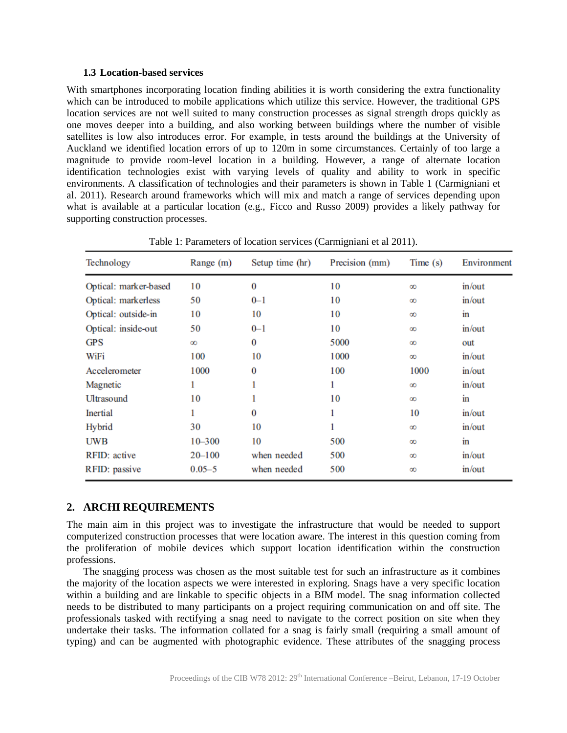### 1.3 Location-based services

With smartphones incorporating location finding abilities it is worth considering the extra functionality which can be introduced to mobile applications which utilize this service. However, the traditional GPS location services are not well suited to many construction processes as signal strength drops quickly as one moves deeper into a building, and also working between buildings where the number of visible satellites is low also introduces error. For example, in tests around the buildings at the University of Auckland we identified location errors of up to 120m in some circumstances. Certainly of too large a magnitude to provide room-level location in a building. However, a range of alternate location identification technologies exist with varying levels of quality and ability to work in specific environments. A classification of technologies and their parameters is shown in Table 1 (Carmigniani et al. 2011). Research around frameworks which will mix and match a range of services depending upon what is available at a particular location (e.g., Ficco and Russo 2009) provides a likely pathway for supporting construction processes.

Table 1: Parameters of location services (Carmigniani et al 2011).

| Technology | Range (m) | Setup time (hr) | Precision (mm) | Time (s) | Environment |
|---|---|---|---|---|---|
| Optical: marker-based | 10 | 0 | 10 | ∞ | in/out |
| Optical: markerless | 50 | 0–1 | 10 | ∞ | in/out |
| Optical: outside-in | 10 | 10 | 10 | ∞ | in |
| Optical: inside-out | 50 | 0–1 | 10 | ∞ | in/out |
| GPS | ∞ | 0 | 5000 | ∞ | out |
| WiFi | 100 | 10 | 1000 | ∞ | in/out |
| Accelerometer | 1000 | 0 | 100 | 1000 | in/out |
| Magnetic | 1 | 1 | 1 | ∞ | in/out |
| Ultrasound | 10 | 1 | 10 | ∞ | in |
| Inertial | 1 | 0 | 1 | 10 | in/out |
| Hybrid | 30 | 10 | 1 | ∞ | in/out |
| UWB | 10–300 | 10 | 500 | ∞ | in |
| RFID: active | 20–100 | when needed | 500 | ∞ | in/out |
| RFID: passive | 0.05–5 | when needed | 500 | ∞ | in/out |

## 2. ARCHI REQUIREMENTS

The main aim in this project was to investigate the infrastructure that would be needed to support computerized construction processes that were location aware. The interest in this question coming from the proliferation of mobile devices which support location identification within the construction professions.

The snagging process was chosen as the most suitable test for such an infrastructure as it combines the majority of the location aspects we were interested in exploring. Snags have a very specific location within a building and are linkable to specific objects in a BIM model. The snag information collected needs to be distributed to many participants on a project requiring communication on and off site. The professionals tasked with rectifying a snag need to navigate to the correct position on site when they undertake their tasks. The information collated for a snag is fairly small (requiring a small amount of typing) and can be augmented with photographic evidence. These attributes of the snagging process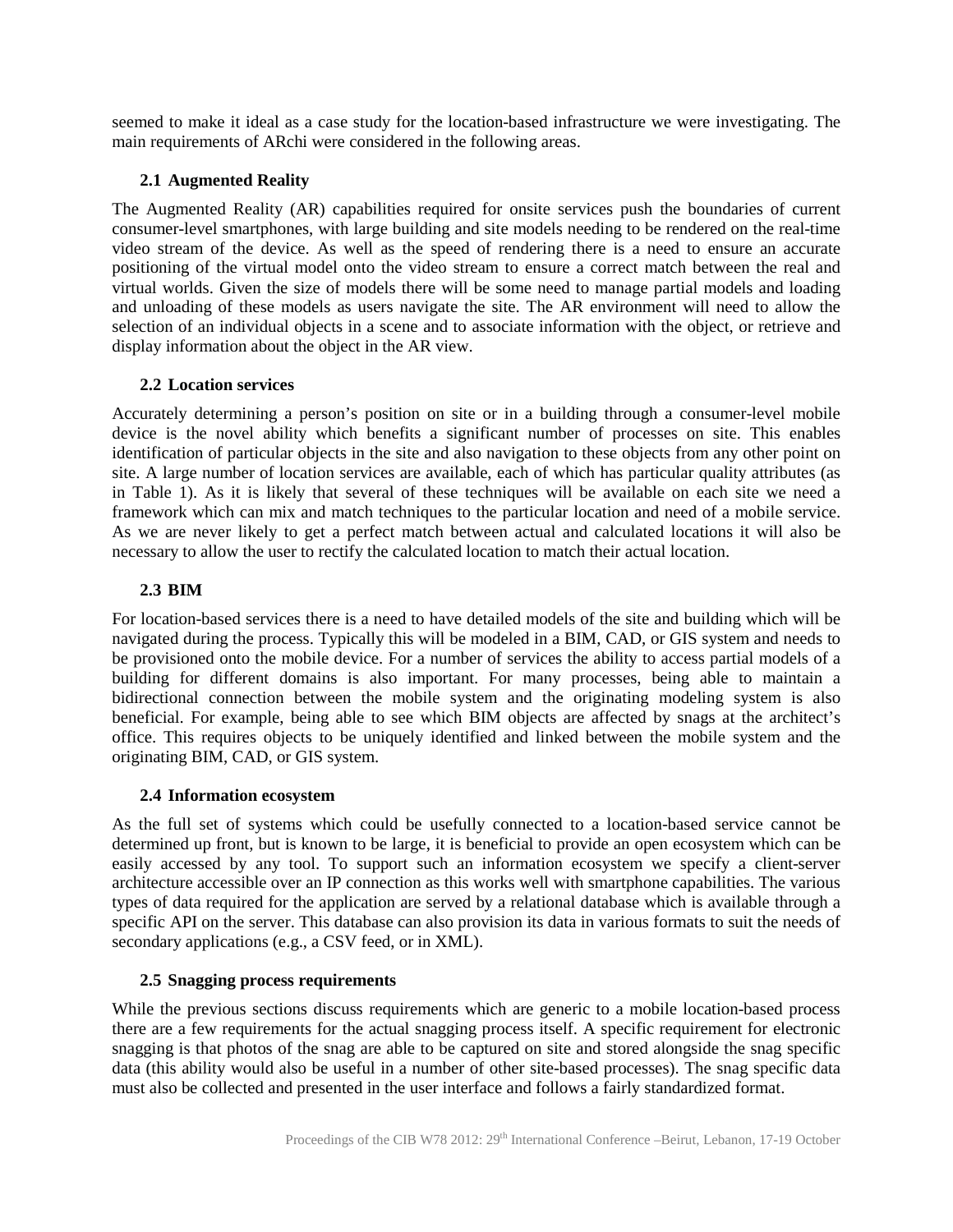seemed to make it ideal as a case study for the location-based infrastructure we were investigating. The main requirements of ARchi were considered in the following areas.

### 2.1 Augmented Reality

The Augmented Reality (AR) capabilities required for onsite services push the boundaries of current consumer-level smartphones, with large building and site models needing to be rendered on the real-time video stream of the device. As well as the speed of rendering there is a need to ensure an accurate positioning of the virtual model onto the video stream to ensure a correct match between the real and virtual worlds. Given the size of models there will be some need to manage partial models and loading and unloading of these models as users navigate the site. The AR environment will need to allow the selection of an individual objects in a scene and to associate information with the object, or retrieve and display information about the object in the AR view.

### 2.2 Location services

Accurately determining a person's position on site or in a building through a consumer-level mobile device is the novel ability which benefits a significant number of processes on site. This enables identification of particular objects in the site and also navigation to these objects from any other point on site. A large number of location services are available, each of which has particular quality attributes (as in Table 1). As it is likely that several of these techniques will be available on each site we need a framework which can mix and match techniques to the particular location and need of a mobile service. As we are never likely to get a perfect match between actual and calculated locations it will also be necessary to allow the user to rectify the calculated location to match their actual location.

### 2.3 BIM

For location-based services there is a need to have detailed models of the site and building which will be navigated during the process. Typically this will be modeled in a BIM, CAD, or GIS system and needs to be provisioned onto the mobile device. For a number of services the ability to access partial models of a building for different domains is also important. For many processes, being able to maintain a bidirectional connection between the mobile system and the originating modeling system is also beneficial. For example, being able to see which BIM objects are affected by snags at the architect's office. This requires objects to be uniquely identified and linked between the mobile system and the originating BIM, CAD, or GIS system.

### 2.4 Information ecosystem

As the full set of systems which could be usefully connected to a location-based service cannot be determined up front, but is known to be large, it is beneficial to provide an open ecosystem which can be easily accessed by any tool. To support such an information ecosystem we specify a client-server architecture accessible over an IP connection as this works well with smartphone capabilities. The various types of data required for the application are served by a relational database which is available through a specific API on the server. This database can also provision its data in various formats to suit the needs of secondary applications (e.g., a CSV feed, or in XML).

### 2.5 Snagging process requirements

While the previous sections discuss requirements which are generic to a mobile location-based process there are a few requirements for the actual snagging process itself. A specific requirement for electronic snagging is that photos of the snag are able to be captured on site and stored alongside the snag specific data (this ability would also be useful in a number of other site-based processes). The snag specific data must also be collected and presented in the user interface and follows a fairly standardized format.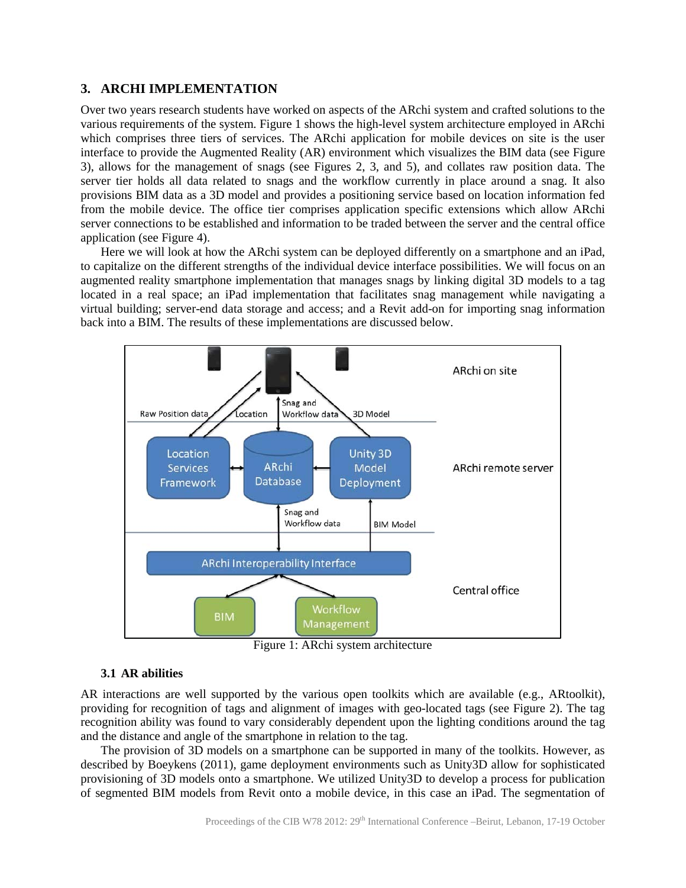## 3. ARCHI IMPLEMENTATION

Over two years research students have worked on aspects of the ARchi system and crafted solutions to the various requirements of the system. Figure 1 shows the high-level system architecture employed in ARchi which comprises three tiers of services. The ARchi application for mobile devices on site is the user interface to provide the Augmented Reality (AR) environment which visualizes the BIM data (see Figure 3), allows for the management of snags (see Figures 2, 3, and 5), and collates raw position data. The server tier holds all data related to snags and the workflow currently in place around a snag. It also provisions BIM data as a 3D model and provides a positioning service based on location information fed from the mobile device. The office tier comprises application specific extensions which allow ARchi server connections to be established and information to be traded between the server and the central office application (see Figure 4).

Here we will look at how the ARchi system can be deployed differently on a smartphone and an iPad, to capitalize on the different strengths of the individual device interface possibilities. We will focus on an augmented reality smartphone implementation that manages snags by linking digital 3D models to a tag located in a real space; an iPad implementation that facilitates snag management while navigating a virtual building; server-end data storage and access; and a Revit add-on for importing snag information back into a BIM. The results of these implementations are discussed below.

Figure 1: ARchi system architecture

### 3.1 AR abilities

AR interactions are well supported by the various open toolkits which are available (e.g., ARtoolkit), providing for recognition of tags and alignment of images with geo-located tags (see Figure 2). The tag recognition ability was found to vary considerably dependent upon the lighting conditions around the tag and the distance and angle of the smartphone in relation to the tag.

The provision of 3D models on a smartphone can be supported in many of the toolkits. However, as described by Boeykens (2011), game deployment environments such as Unity3D allow for sophisticated provisioning of 3D models onto a smartphone. We utilized Unity3D to develop a process for publication of segmented BIM models from Revit onto a mobile device, in this case an iPad. The segmentation of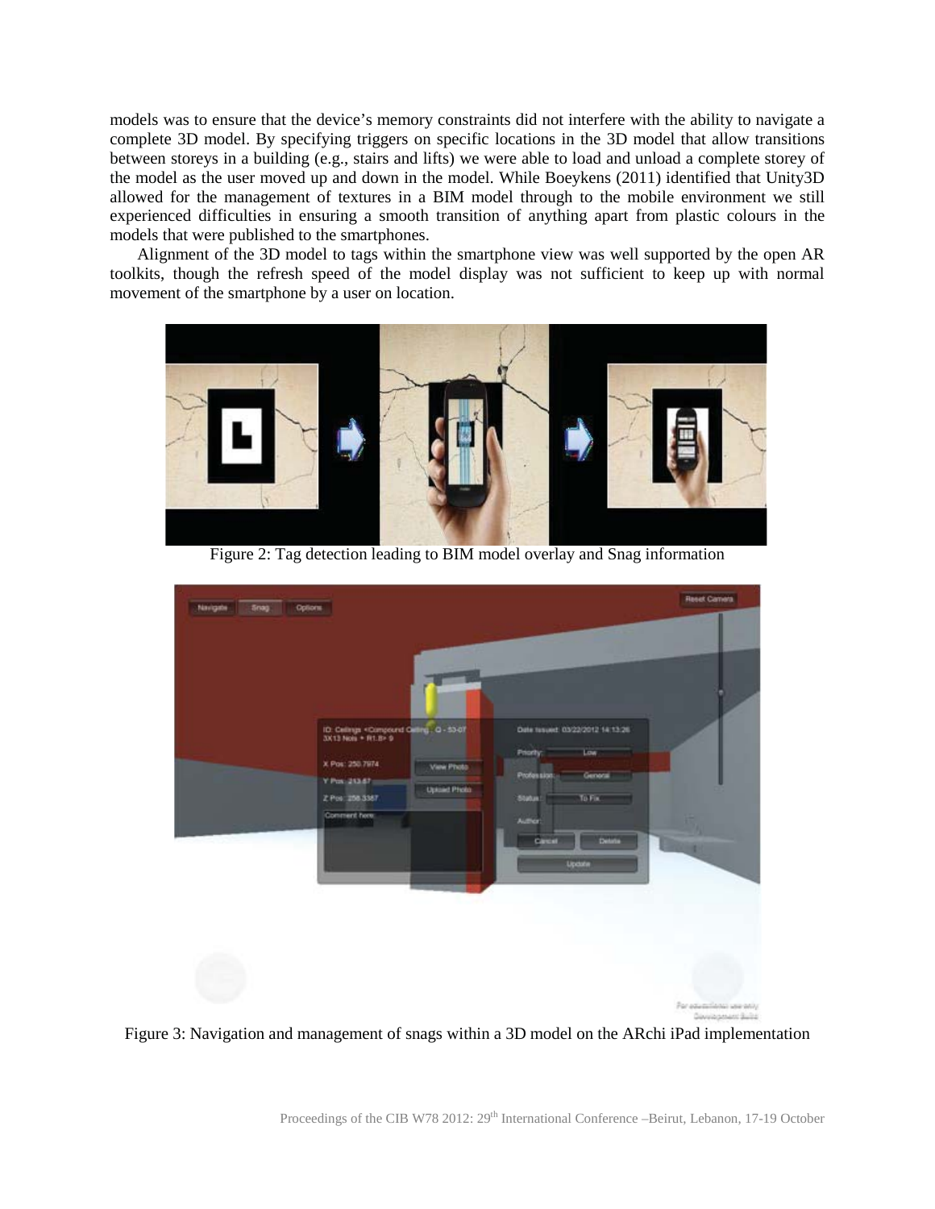models was to ensure that the device's memory constraints did not interfere with the ability to navigate a complete 3D model. By specifying triggers on specific locations in the 3D model that allow transitions between storeys in a building (e.g., stairs and lifts) we were able to load and unload a complete storey of the model as the user moved up and down in the model. While Boeykens (2011) identified that Unity3D allowed for the management of textures in a BIM model through to the mobile environment we still experienced difficulties in ensuring a smooth transition of anything apart from plastic colours in the models that were published to the smartphones.

Alignment of the 3D model to tags within the smartphone view was well supported by the open AR toolkits, though the refresh speed of the model display was not sufficient to keep up with normal movement of the smartphone by a user on location.

Figure 2: Tag detection leading to BIM model overlay and Snag information

Figure 3: Navigation and management of snags within a 3D model on the ARchi iPad implementation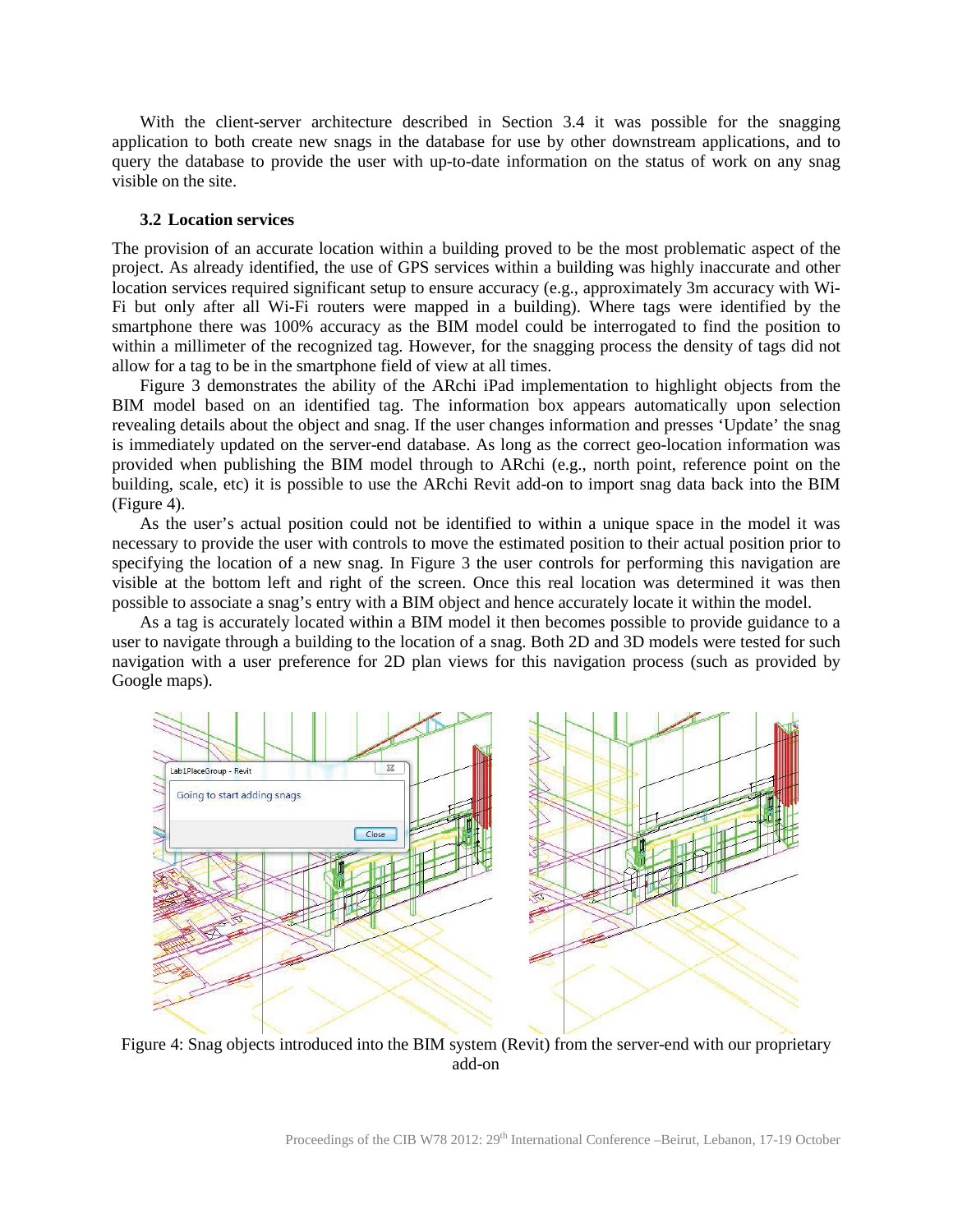With the client-server architecture described in Section 3.4 it was possible for the snagging application to both create new snags in the database for use by other downstream applications, and to query the database to provide the user with up-to-date information on the status of work on any snag visible on the site.

### 3.2 Location services

The provision of an accurate location within a building proved to be the most problematic aspect of the project. As already identified, the use of GPS services within a building was highly inaccurate and other location services required significant setup to ensure accuracy (e.g., approximately 3m accuracy with Wi-Fi but only after all Wi-Fi routers were mapped in a building). Where tags were identified by the smartphone there was 100% accuracy as the BIM model could be interrogated to find the position to within a millimeter of the recognized tag. However, for the snagging process the density of tags did not allow for a tag to be in the smartphone field of view at all times.

Figure 3 demonstrates the ability of the ARchi iPad implementation to highlight objects from the BIM model based on an identified tag. The information box appears automatically upon selection revealing details about the object and snag. If the user changes information and presses 'Update' the snag is immediately updated on the server-end database. As long as the correct geo-location information was provided when publishing the BIM model through to ARchi (e.g., north point, reference point on the building, scale, etc) it is possible to use the ARchi Revit add-on to import snag data back into the BIM (Figure 4).

As the user's actual position could not be identified to within a unique space in the model it was necessary to provide the user with controls to move the estimated position to their actual position prior to specifying the location of a new snag. In Figure 3 the user controls for performing this navigation are visible at the bottom left and right of the screen. Once this real location was determined it was then possible to associate a snag's entry with a BIM object and hence accurately locate it within the model.

As a tag is accurately located within a BIM model it then becomes possible to provide guidance to a user to navigate through a building to the location of a snag. Both 2D and 3D models were tested for such navigation with a user preference for 2D plan views for this navigation process (such as provided by Google maps).

Figure 4: Snag objects introduced into the BIM system (Revit) from the server-end with our proprietary add-on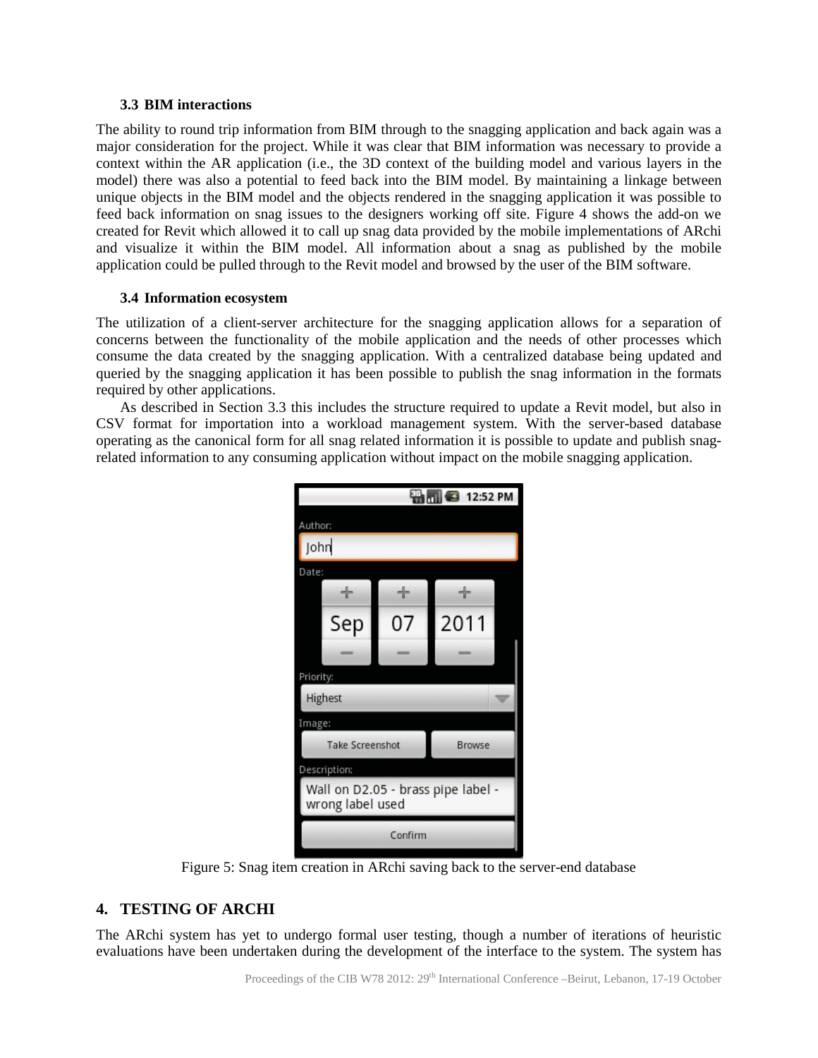### 3.3 BIM interactions

The ability to round trip information from BIM through to the snagging application and back again was a major consideration for the project. While it was clear that BIM information was necessary to provide a context within the AR application (i.e., the 3D context of the building model and various layers in the model) there was also a potential to feed back into the BIM model. By maintaining a linkage between unique objects in the BIM model and the objects rendered in the snagging application it was possible to feed back information on snag issues to the designers working off site. Figure 4 shows the add-on we created for Revit which allowed it to call up snag data provided by the mobile implementations of ARchi and visualize it within the BIM model. All information about a snag as published by the mobile application could be pulled through to the Revit model and browsed by the user of the BIM software.

### 3.4 Information ecosystem

The utilization of a client-server architecture for the snagging application allows for a separation of concerns between the functionality of the mobile application and the needs of other processes which consume the data created by the snagging application. With a centralized database being updated and queried by the snagging application it has been possible to publish the snag information in the formats required by other applications.

As described in Section 3.3 this includes the structure required to update a Revit model, but also in CSV format for importation into a workload management system. With the server-based database operating as the canonical form for all snag related information it is possible to update and publish snag-related information to any consuming application without impact on the mobile snagging application.

Figure 5: Snag item creation in ARchi saving back to the server-end database

## 4. TESTING OF ARCHI

The ARchi system has yet to undergo formal user testing, though a number of iterations of heuristic evaluations have been undertaken during the development of the interface to the system. The system has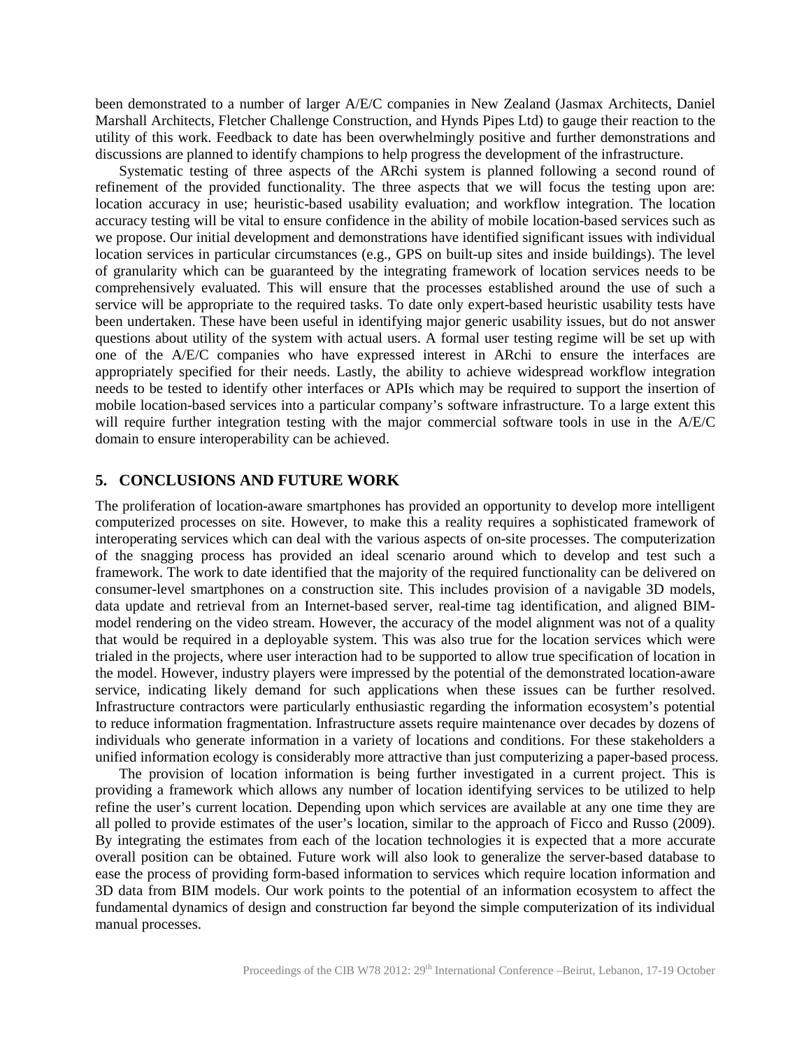been demonstrated to a number of larger A/E/C companies in New Zealand (Jasmax Architects, Daniel Marshall Architects, Fletcher Challenge Construction, and Hynds Pipes Ltd) to gauge their reaction to the utility of this work. Feedback to date has been overwhelmingly positive and further demonstrations and discussions are planned to identify champions to help progress the development of the infrastructure.

Systematic testing of three aspects of the ARchi system is planned following a second round of refinement of the provided functionality. The three aspects that we will focus the testing upon are: location accuracy in use; heuristic-based usability evaluation; and workflow integration. The location accuracy testing will be vital to ensure confidence in the ability of mobile location-based services such as we propose. Our initial development and demonstrations have identified significant issues with individual location services in particular circumstances (e.g., GPS on built-up sites and inside buildings). The level of granularity which can be guaranteed by the integrating framework of location services needs to be comprehensively evaluated. This will ensure that the processes established around the use of such a service will be appropriate to the required tasks. To date only expert-based heuristic usability tests have been undertaken. These have been useful in identifying major generic usability issues, but do not answer questions about utility of the system with actual users. A formal user testing regime will be set up with one of the A/E/C companies who have expressed interest in ARchi to ensure the interfaces are appropriately specified for their needs. Lastly, the ability to achieve widespread workflow integration needs to be tested to identify other interfaces or APIs which may be required to support the insertion of mobile location-based services into a particular company's software infrastructure. To a large extent this will require further integration testing with the major commercial software tools in use in the A/E/C domain to ensure interoperability can be achieved.

## 5. CONCLUSIONS AND FUTURE WORK

The proliferation of location-aware smartphones has provided an opportunity to develop more intelligent computerized processes on site. However, to make this a reality requires a sophisticated framework of interoperating services which can deal with the various aspects of on-site processes. The computerization of the snagging process has provided an ideal scenario around which to develop and test such a framework. The work to date identified that the majority of the required functionality can be delivered on consumer-level smartphones on a construction site. This includes provision of a navigable 3D models, data update and retrieval from an Internet-based server, real-time tag identification, and aligned BIM-model rendering on the video stream. However, the accuracy of the model alignment was not of a quality that would be required in a deployable system. This was also true for the location services which were trialed in the projects, where user interaction had to be supported to allow true specification of location in the model. However, industry players were impressed by the potential of the demonstrated location-aware service, indicating likely demand for such applications when these issues can be further resolved. Infrastructure contractors were particularly enthusiastic regarding the information ecosystem's potential to reduce information fragmentation. Infrastructure assets require maintenance over decades by dozens of individuals who generate information in a variety of locations and conditions. For these stakeholders a unified information ecology is considerably more attractive than just computerizing a paper-based process.

The provision of location information is being further investigated in a current project. This is providing a framework which allows any number of location identifying services to be utilized to help refine the user's current location. Depending upon which services are available at any one time they are all polled to provide estimates of the user's location, similar to the approach of Ficco and Russo (2009). By integrating the estimates from each of the location technologies it is expected that a more accurate overall position can be obtained. Future work will also look to generalize the server-based database to ease the process of providing form-based information to services which require location information and 3D data from BIM models. Our work points to the potential of an information ecosystem to affect the fundamental dynamics of design and construction far beyond the simple computerization of its individual manual processes.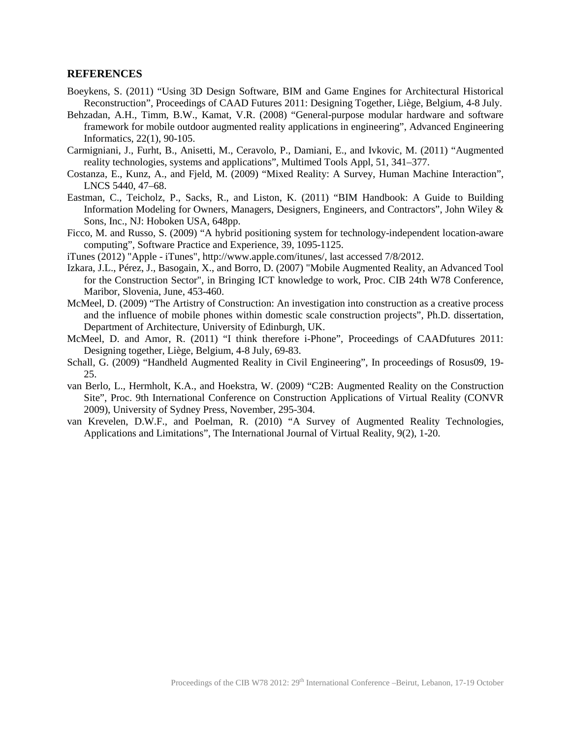## REFERENCES

Boeykens, S. (2011) “Using 3D Design Software, BIM and Game Engines for Architectural Historical Reconstruction”, Proceedings of CAAD Futures 2011: Designing Together, Liège, Belgium, 4-8 July.

Behzadan, A.H., Timm, B.W., Kamat, V.R. (2008) “General-purpose modular hardware and software framework for mobile outdoor augmented reality applications in engineering”, Advanced Engineering Informatics, 22(1), 90-105.

Carmigniani, J., Furht, B., Anisetti, M., Ceravolo, P., Damiani, E., and Ivkovic, M. (2011) “Augmented reality technologies, systems and applications”, Multimed Tools Appl, 51, 341–377.

Costanza, E., Kunz, A., and Fjeld, M. (2009) “Mixed Reality: A Survey, Human Machine Interaction”, LNCS 5440, 47–68.

Eastman, C., Teicholz, P., Sacks, R., and Liston, K. (2011) “BIM Handbook: A Guide to Building Information Modeling for Owners, Managers, Designers, Engineers, and Contractors”, John Wiley & Sons, Inc., NJ: Hoboken USA, 648pp.

Ficco, M. and Russo, S. (2009) “A hybrid positioning system for technology-independent location-aware computing”, Software Practice and Experience, 39, 1095-1125.

iTunes (2012) "Apple - iTunes", http://www.apple.com/itunes/, last accessed 7/8/2012.

Izkara, J.L., Pérez, J., Basogain, X., and Borro, D. (2007) "Mobile Augmented Reality, an Advanced Tool for the Construction Sector", in Bringing ICT knowledge to work, Proc. CIB 24th W78 Conference, Maribor, Slovenia, June, 453-460.

McMeel, D. (2009) “The Artistry of Construction: An investigation into construction as a creative process and the influence of mobile phones within domestic scale construction projects”, Ph.D. dissertation, Department of Architecture, University of Edinburgh, UK.

McMeel, D. and Amor, R. (2011) “I think therefore i-Phone”, Proceedings of CAADfutures 2011: Designing together, Liège, Belgium, 4-8 July, 69-83.

Schall, G. (2009) “Handheld Augmented Reality in Civil Engineering”, In proceedings of Rosus09, 19-25.

van Berlo, L., Hermholt, K.A., and Hoekstra, W. (2009) “C2B: Augmented Reality on the Construction Site”, Proc. 9th International Conference on Construction Applications of Virtual Reality (CONVR 2009), University of Sydney Press, November, 295-304.

van Krevelen, D.W.F., and Poelman, R. (2010) “A Survey of Augmented Reality Technologies, Applications and Limitations”, The International Journal of Virtual Reality, 9(2), 1-20.